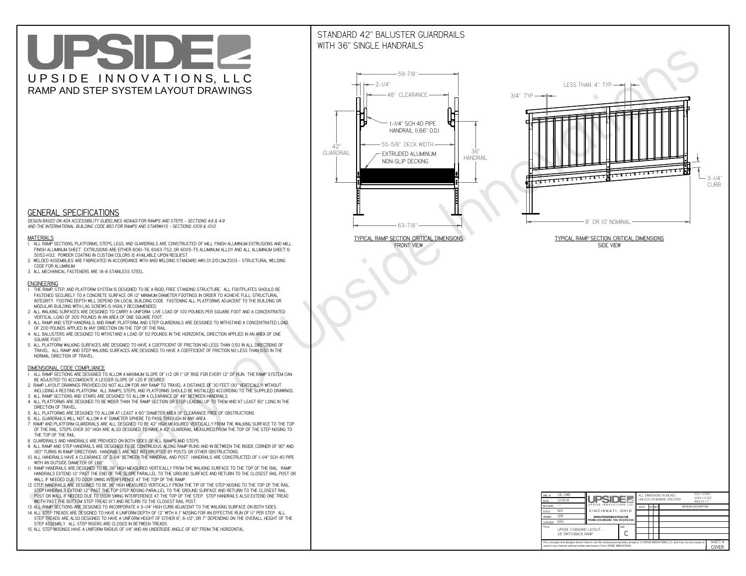# UPSIDE INNOVATIONS, LLC

## RAMP AND STEP SYSTEM LAYOUT DRAWINGS

## STANDARD 42" BALUSTER GUARDRAILS WITH 36" SINGLE HANDRAILS

59-7/8"
2-1/4"
48" CLEARANCE
1-1/4" SCH 40 PIPE HANDRAIL (1.66" O.D.)
55-5/8" DECK WIDTH
42" GUARDRAIL
EXTRUDED ALUMINUM NON-SLIP DECKING
36" HANDRAIL
63-7/8"

TYPICAL RAMP SECTION: CRITICAL DIMENSIONS
FRONT VIEW

LESS THAN 4" TYP
3/4" TYP
3-1/4" CURB
8' OR 10' NOMINAL

TYPICAL RAMP SECTION: CRITICAL DIMENSIONS
SIDE VIEW

## GENERAL SPECIFICATIONS

*DESIGN BASED ON ADA ACCESSIBILITY GUIDELINES (ADAAG) FOR RAMPS AND STEPS - SECTIONS 4.8 & 4.9 AND THE INTERNATIONAL BUILDING CODE (IBC) FOR RAMPS AND STAIRWAYS - SECTIONS 1009 & 1010*

### MATERIALS

1. ALL RAMP SECTIONS, PLATFORMS, STEPS, LEGS, AND GUARDRAILS ARE CONSTRUCTED OF MILL FINISH ALUMINUM EXTRUSIONS AND MILL FINISH ALUMINUM SHEET. EXTRUSIONS ARE EITHER 6061-T6, 6063-T52, OR 6005-T5 ALUMINUM ALLOY AND ALL ALUMINUM SHEET IS 5052-H32. POWDER COATING IN CUSTOM COLORS IS AVAILABLE UPON REQUEST.
2. WELDED ASSEMBLIES ARE FABRICATED IN ACCORDANCE WITH ANSI WELDING STANDARD AWS D1.2/D1.2M:2003 - STRUCTURAL WELDING CODE FOR ALUMINUM.
3. ALL MECHANICAL FASTENERS ARE 18-8 STAINLESS STEEL.

### ENGINEERING

1. THE RAMP, STEP, AND PLATFORM SYSTEM IS DESIGNED TO BE A RIGID, FREE STANDING STRUCTURE. ALL FOOTPLATES SHOULD BE FASTENED SECURELY TO A CONCRETE SURFACE OR 12" MINIMUM DIAMETER FOOTINGS IN ORDER TO ACHIEVE FULL STRUCTURAL INTEGRITY. FOOTING DEPTH WILL DEPEND ON LOCAL BUILDING CODE. FASTENING ALL PLATFORMS ADJACENT TO THE BUILDING OR MODULAR BUILDING WITH LAG SCREWS IS HIGHLY RECOMMENDED.
2. ALL WALKING SURFACES ARE DESIGNED TO CARRY A UNIFORM LIVE LOAD OF 100 POUNDS PER SQUARE FOOT AND A CONCENTRATED VERTICAL LOAD OF 300 POUNDS IN AN AREA OF ONE SQUARE FOOT.
3. ALL RAMP AND STEP HANDRAILS, AND RAMP, PLATFORM, AND STEP GUARDRAILS ARE DESIGNED TO WITHSTAND A CONCENTRATED LOAD OF 200 POUNDS APPLIED IN ANY DIRECTION ON THE TOP OF THE RAIL.
4. ALL BALUSTERS ARE DESIGNED TO WITHSTAND A LOAD OF 50 POUNDS IN THE HORIZONTAL DIRECTION APPLIED IN AN AREA OF ONE SQUARE FOOT.
5. ALL PLATFORM WALKING SURFACES ARE DESIGNED TO HAVE A COEFFICIENT OF FRICTION NO LESS THAN 0.50 IN ALL DIRECTIONS OF TRAVEL. ALL RAMP AND STEP WALKING SURFACES ARE DESIGNED TO HAVE A COEFFICIENT OF FRICTION NO LESS THAN 0.50 IN THE NORMAL DIRECTION OF TRAVEL.

### DIMENSIONAL CODE COMPLIANCE

1. ALL RAMP SECTIONS ARE DESIGNED TO ALLOW A MAXIMUM SLOPE OF 1:12 OR 1" OF RISE FOR EVERY 12" OF RUN. THE RAMP SYSTEM CAN BE ADJUSTED TO ACCOMODATE A LESSER SLOPE OF 1:20 IF DESIRED.
2. RAMP LAYOUT DRAWINGS PROVIDED DO NOT ALLOW FOR ANY RAMP TO TRAVEL A DISTANCE OF 30 FEET (30" VERTICALLY) WITHOUT INCLUDING A RESTING PLATFORM. ALL RAMPS, STEPS, AND PLATFORMS SHOULD BE INSTALLED ACCORDING TO THE SUPPLIED DRAWINGS.
3. ALL RAMP SECTIONS AND STAIRS ARE DESIGNED TO ALLOW A CLEARANCE OF 48" BETWEEN HANDRAILS.
4. ALL PLATFORMS ARE DESIGNED TO BE WIDER THAN THE RAMP SECTION OR STEP LEADING UP TO THEM AND AT LEAST 60" LONG IN THE DIRECTION OF TRAVEL.
5. ALL PLATFORMS ARE DESIGNED TO ALLOW AT LEAST A 60" DIAMETER AREA OF CLEARANCE FREE OF OBSTRUCTIONS.
6. ALL GUARDRAILS WILL NOT ALLOW A 4" DIAMETER SPHERE TO PASS THROUGH IN ANY AREA.
7. RAMP AND PLATFORM GUARDRAILS ARE ALL DESIGNED TO BE 42" HIGH MEASURED VERTICALLY FROM THE WALKING SURFACE TO THE TOP OF THE RAIL. STEPS OVER 30" HIGH ARE ALSO DESIGNED TO HAVE A 42" GUARDRAIL MEASURED FROM THE TOP OF THE STEP NOSING TO THE TOP OF THE RAIL.
8. GUARDRAILS AND HANDRAILS ARE PROVIDED ON BOTH SIDES OF ALL RAMPS AND STEPS.
9. ALL RAMP AND STEP HANDRAILS ARE DESIGNED TO BE CONTINUOUS ALONG RAMP RUNS AND IN BETWEEN THE INSIDE CORNER OF 90° AND 180° TURNS IN RAMP DIRECTIONS. HANDRAILS ARE NOT INTERRUPTED BY POSTS OR OTHER OBSTRUCTIONS.
10. ALL HANDRAILS HAVE A CLEARANCE OF 2-1/4" BETWEEN THE HANDRAIL AND POST. HANDRAILS ARE CONSTRUCTED OF 1-1/4" SCH 40 PIPE WITH AN OUTSIDE DIAMETER OF 1.66"
11. RAMP HANDRAILS ARE DESIGNED TO BE 36" HIGH MEASURED VERTICALLY FROM THE WALKING SURFACE TO THE TOP OF THE RAIL. RAMP HANDRAILS EXTEND 12" PAST THE END OF THE SLOPE PARALLEL TO THE GROUND SURFACE AND RETURN TO THE CLOSEST RAIL POST OR WALL IF NEEDED DUE TO DOOR SWING INTERFERENCE AT THE TOP OF THE RAMP.
12. STEP HANDRAILS ARE DESIGNED TO BE 36" HIGH MEASURED VERTICALLY FROM THE TIP OF THE STEP NOSING TO THE TOP OF THE RAIL. STEP HANDRAILS EXTEND 12" PAST THE TOP STEP NOSING PARALLEL TO THE GROUND SURFACE AND RETURN TO THE CLOSEST RAIL POST OR WALL IF NEEDED DUE TO DOOR SWING INTERFERENCE AT THE TOP OF THE STEP. STEP HANDRAILS ALSO EXTEND ONE TREAD WIDTH PAST THE BOTTOM STEP TREAD (11") AND RETURN TO THE CLOSEST RAIL POST.
13. ALL RAMP SECTIONS ARE DESIGNED TO INCORPORATE A 3-1/4" HIGH CURB ADJACENT TO THE WALKING SURFACE ON BOTH SIDES.
14. ALL STEP TREADS ARE DESIGNED TO HAVE A UNIFORM DEPTH OF 12" WITH A 1" NOSING FOR AN EFFECTIVE RUN OF 11" PER STEP. ALL STEP TREADS ARE ALSO DESIGNED TO HAVE A UNIFORM HEIGHT OF EITHER 6", 6-1/2", OR 7" DEPENDING ON THE OVERALL HEIGHT OF THE STEP ASSEMBLY. ALL STEP RISERS ARE CLOSED IN BETWEEN TREADS.
15. ALL STEP NOSINGS HAVE A UNIFORM RADIUS OF 1/4" AND AN UNDERSIDE ANGLE OF 60° FROM THE HORIZONTAL.

| DWG # | 28_SWB | UPSIDE INNOVATIONS LLC | ALL DIMENSIONS IN INCHES UNLESS OTHERWISE SPECIFIED | XXX = 0.060" XXXX = 0.015" ANGLES = 1° |
|---|---|---|---|---|
| DATE | 12/4/14 | CINCINNATI, OHIO | | |
| REVISION | --- | WWW.UPSIDEINNOVATIONS.COM PHONE: (513) 889-2492 FAX: (513) 672-2124 | DATE / BY / REV | REVISION DESCRIPTION |
| SCALE | N/A | | | |
| DRAWN | SRF | | | |
| CHECKED | KRS | | | |
| TITLE | UPSIDE STANDARD LAYOUT - 28' SWITCHBACK RAMP | SIZE C | | |

The concepts and designs shown here-in are the exclusive proprietary property of UPSIDE INNOVATIONS LLC. and may not be copied or used in any manner without written permission from UPSIDE INNOVATIONS.

SHEET # COVER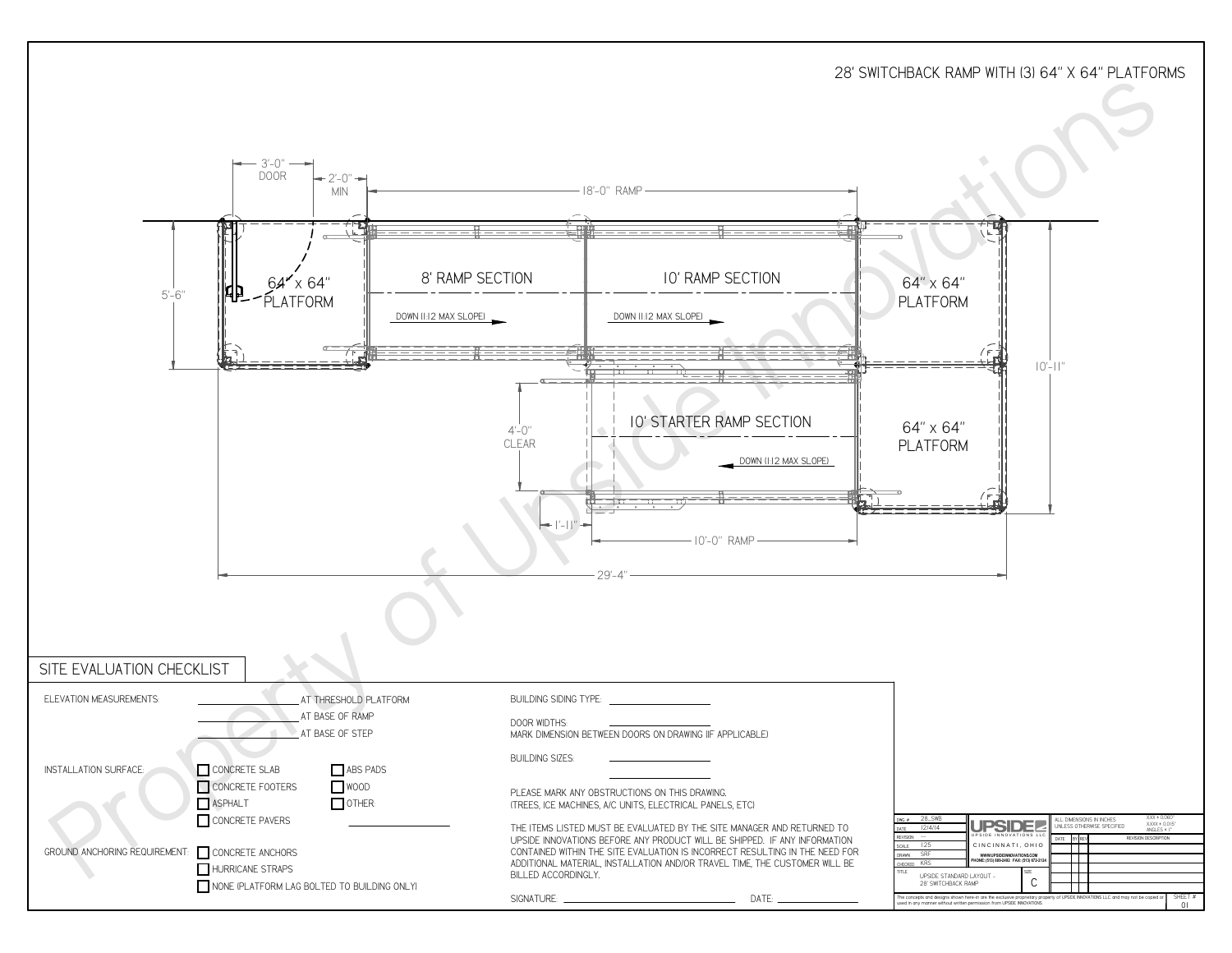# 28' SWITCHBACK RAMP WITH (3) 64" X 64" PLATFORMS

3'-0" DOOR

2'-0" MIN

18'-0" RAMP

5'-6"

64" x 64" PLATFORM

8' RAMP SECTION

DOWN (1:12 MAX SLOPE)

10' RAMP SECTION

DOWN (1:12 MAX SLOPE)

64" x 64" PLATFORM

10'-11"

4'-0" CLEAR

10' STARTER RAMP SECTION

DOWN (1:12 MAX SLOPE)

64" x 64" PLATFORM

1'-11"

10'-0" RAMP

29'-4"

Property of Upside Innovations

## SITE EVALUATION CHECKLIST

ELEVATION MEASUREMENTS:
- ____________ AT THRESHOLD PLATFORM
- ____________ AT BASE OF RAMP
- ____________ AT BASE OF STEP

INSTALLATION SURFACE:
- ☐ CONCRETE SLAB
- ☐ CONCRETE FOOTERS
- ☐ ASPHALT
- ☐ CONCRETE PAVERS
- ☐ ABS PADS
- ☐ WOOD
- ☐ OTHER ____________

GROUND ANCHORING REQUIREMENT:
- ☐ CONCRETE ANCHORS
- ☐ HURRICANE STRAPS
- ☐ NONE (PLATFORM LAG BOLTED TO BUILDING ONLY)

BUILDING SIDING TYPE: ____________

DOOR WIDTHS: ____________
MARK DIMENSION BETWEEN DOORS ON DRAWING (IF APPLICABLE)

BUILDING SIZES: ____________

PLEASE MARK ANY OBSTRUCTIONS ON THIS DRAWING.
(TREES, ICE MACHINES, A/C UNITS, ELECTRICAL PANELS, ETC)

THE ITEMS LISTED MUST BE EVALUATED BY THE SITE MANAGER AND RETURNED TO UPSIDE INNOVATIONS BEFORE ANY PRODUCT WILL BE SHIPPED. IF ANY INFORMATION CONTAINED WITHIN THE SITE EVALUATION IS INCORRECT RESULTING IN THE NEED FOR ADDITIONAL MATERIAL, INSTALLATION AND/OR TRAVEL TIME, THE CUSTOMER WILL BE BILLED ACCORDINGLY.

SIGNATURE: ____________________ DATE: ____________

| | |
|---|---|
| DWG # | 28_SWB |
| DATE | 12/4/14 |
| REVISION | --- |
| SCALE | 1:25 |
| DRAWN | SRF |
| CHECKED | KRS |

UPSIDE INNOVATIONS LLC
CINCINNATI, OHIO
WWW.UPSIDEINNOVATIONS.COM
PHONE: (513) 889-2492 FAX: (513) 672-2124

TITLE: UPSIDE STANDARD LAYOUT - 28' SWITCHBACK RAMP

SIZE: C

ALL DIMENSIONS IN INCHES UNLESS OTHERWISE SPECIFIED
XXX ± 0.060"
XXXX ± 0.015"
ANGLES ± 1°

| DATE | BY | REV | REVISION DESCRIPTION |
|---|---|---|---|
| | | | |

The concepts and designs shown here-in are the exclusive proprietary property of UPSIDE INNOVATIONS LLC and may not be copied or used in any manner without written permission from UPSIDE INNOVATIONS.

SHEET # 01